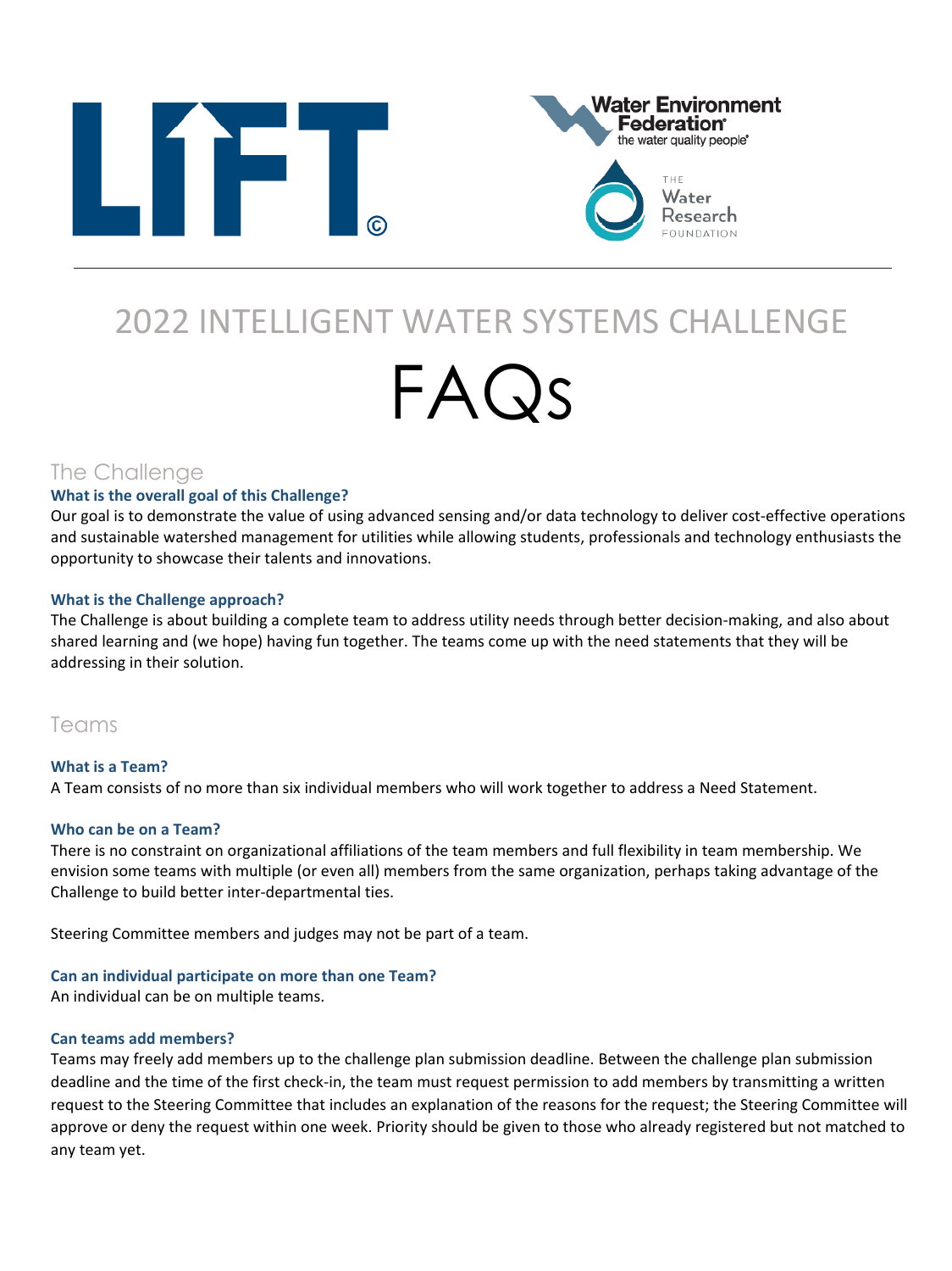LIFT©

Water Environment Federation® the water quality people®

THE Water Research FOUNDATION

# 2022 INTELLIGENT WATER SYSTEMS CHALLENGE

# FAQs

## The Challenge

### What is the overall goal of this Challenge?

Our goal is to demonstrate the value of using advanced sensing and/or data technology to deliver cost-effective operations and sustainable watershed management for utilities while allowing students, professionals and technology enthusiasts the opportunity to showcase their talents and innovations.

### What is the Challenge approach?

The Challenge is about building a complete team to address utility needs through better decision-making, and also about shared learning and (we hope) having fun together. The teams come up with the need statements that they will be addressing in their solution.

## Teams

### What is a Team?

A Team consists of no more than six individual members who will work together to address a Need Statement.

### Who can be on a Team?

There is no constraint on organizational affiliations of the team members and full flexibility in team membership. We envision some teams with multiple (or even all) members from the same organization, perhaps taking advantage of the Challenge to build better inter-departmental ties.

Steering Committee members and judges may not be part of a team.

### Can an individual participate on more than one Team?

An individual can be on multiple teams.

### Can teams add members?

Teams may freely add members up to the challenge plan submission deadline. Between the challenge plan submission deadline and the time of the first check-in, the team must request permission to add members by transmitting a written request to the Steering Committee that includes an explanation of the reasons for the request; the Steering Committee will approve or deny the request within one week. Priority should be given to those who already registered but not matched to any team yet.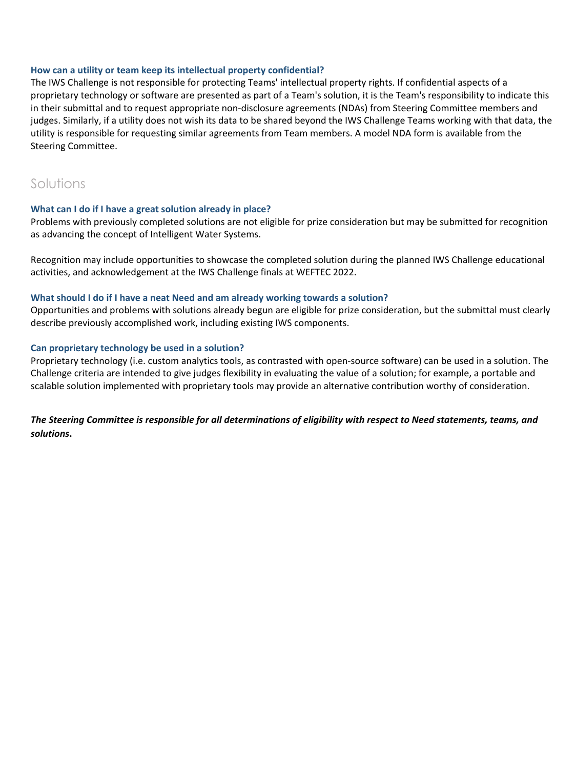### How can a utility or team keep its intellectual property confidential?

The IWS Challenge is not responsible for protecting Teams' intellectual property rights. If confidential aspects of a proprietary technology or software are presented as part of a Team's solution, it is the Team's responsibility to indicate this in their submittal and to request appropriate non-disclosure agreements (NDAs) from Steering Committee members and judges. Similarly, if a utility does not wish its data to be shared beyond the IWS Challenge Teams working with that data, the utility is responsible for requesting similar agreements from Team members. A model NDA form is available from the Steering Committee.

## Solutions

### What can I do if I have a great solution already in place?

Problems with previously completed solutions are not eligible for prize consideration but may be submitted for recognition as advancing the concept of Intelligent Water Systems.

Recognition may include opportunities to showcase the completed solution during the planned IWS Challenge educational activities, and acknowledgement at the IWS Challenge finals at WEFTEC 2022.

### What should I do if I have a neat Need and am already working towards a solution?

Opportunities and problems with solutions already begun are eligible for prize consideration, but the submittal must clearly describe previously accomplished work, including existing IWS components.

### Can proprietary technology be used in a solution?

Proprietary technology (i.e. custom analytics tools, as contrasted with open-source software) can be used in a solution. The Challenge criteria are intended to give judges flexibility in evaluating the value of a solution; for example, a portable and scalable solution implemented with proprietary tools may provide an alternative contribution worthy of consideration.

***The Steering Committee is responsible for all determinations of eligibility with respect to Need statements, teams, and solutions.***